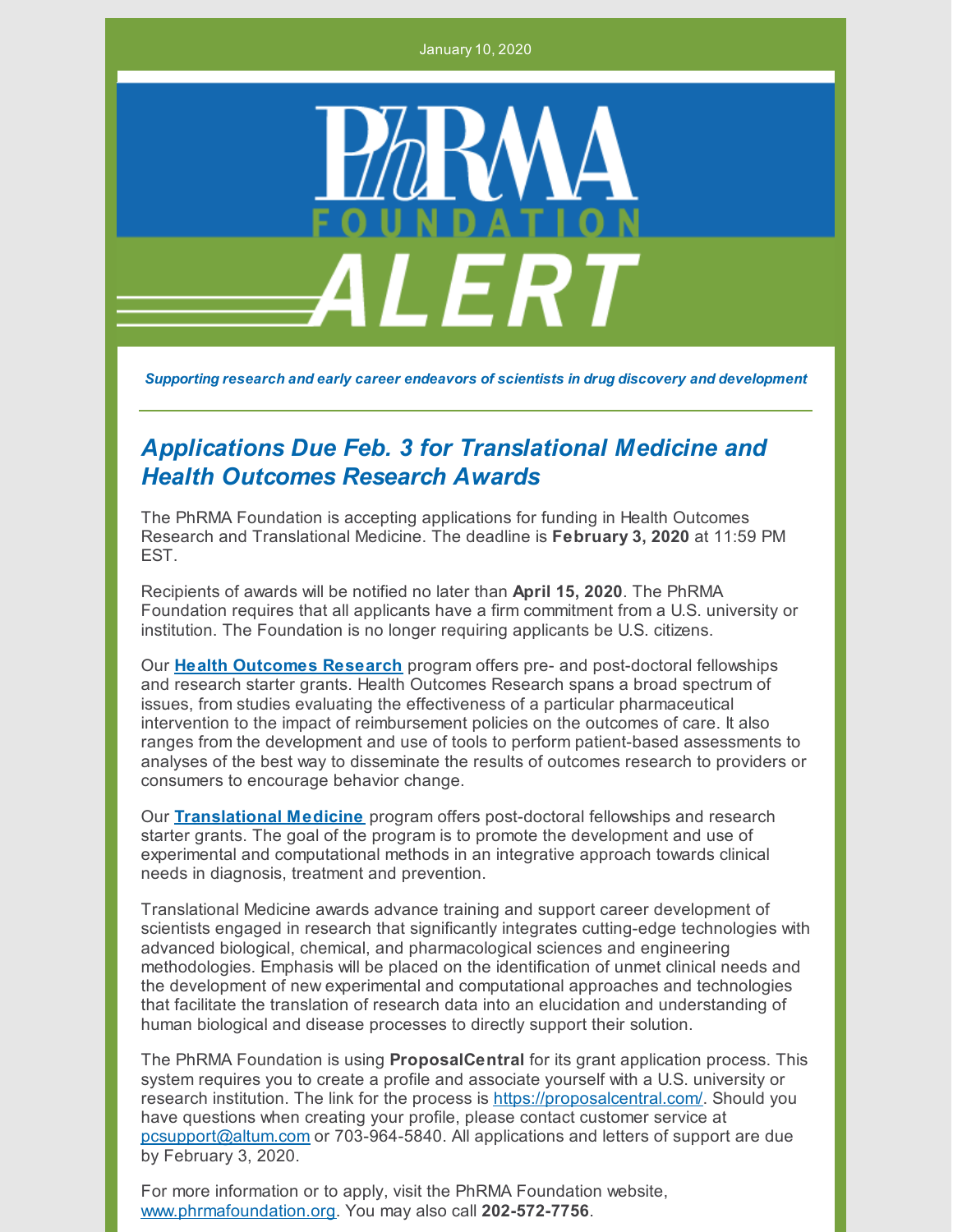January 10, 2020

PhRMA FOUNDATION ALERT

*Supporting research and early career endeavors of scientists in drug discovery and development*

## *Applications Due Feb. 3 for Translational Medicine and Health Outcomes Research Awards*

The PhRMA Foundation is accepting applications for funding in Health Outcomes Research and Translational Medicine. The deadline is **February 3, 2020** at 11:59 PM EST.

Recipients of awards will be notified no later than **April 15, 2020**. The PhRMA Foundation requires that all applicants have a firm commitment from a U.S. university or institution. The Foundation is no longer requiring applicants be U.S. citizens.

Our **Health Outcomes Research** program offers pre- and post-doctoral fellowships and research starter grants. Health Outcomes Research spans a broad spectrum of issues, from studies evaluating the effectiveness of a particular pharmaceutical intervention to the impact of reimbursement policies on the outcomes of care. It also ranges from the development and use of tools to perform patient-based assessments to analyses of the best way to disseminate the results of outcomes research to providers or consumers to encourage behavior change.

Our **Translational Medicine** program offers post-doctoral fellowships and research starter grants. The goal of the program is to promote the development and use of experimental and computational methods in an integrative approach towards clinical needs in diagnosis, treatment and prevention.

Translational Medicine awards advance training and support career development of scientists engaged in research that significantly integrates cutting-edge technologies with advanced biological, chemical, and pharmacological sciences and engineering methodologies. Emphasis will be placed on the identification of unmet clinical needs and the development of new experimental and computational approaches and technologies that facilitate the translation of research data into an elucidation and understanding of human biological and disease processes to directly support their solution.

The PhRMA Foundation is using **ProposalCentral** for its grant application process. This system requires you to create a profile and associate yourself with a U.S. university or research institution. The link for the process is https://proposalcentral.com/. Should you have questions when creating your profile, please contact customer service at pcsupport@altum.com or 703-964-5840. All applications and letters of support are due by February 3, 2020.

For more information or to apply, visit the PhRMA Foundation website, www.phrmafoundation.org. You may also call **202-572-7756**.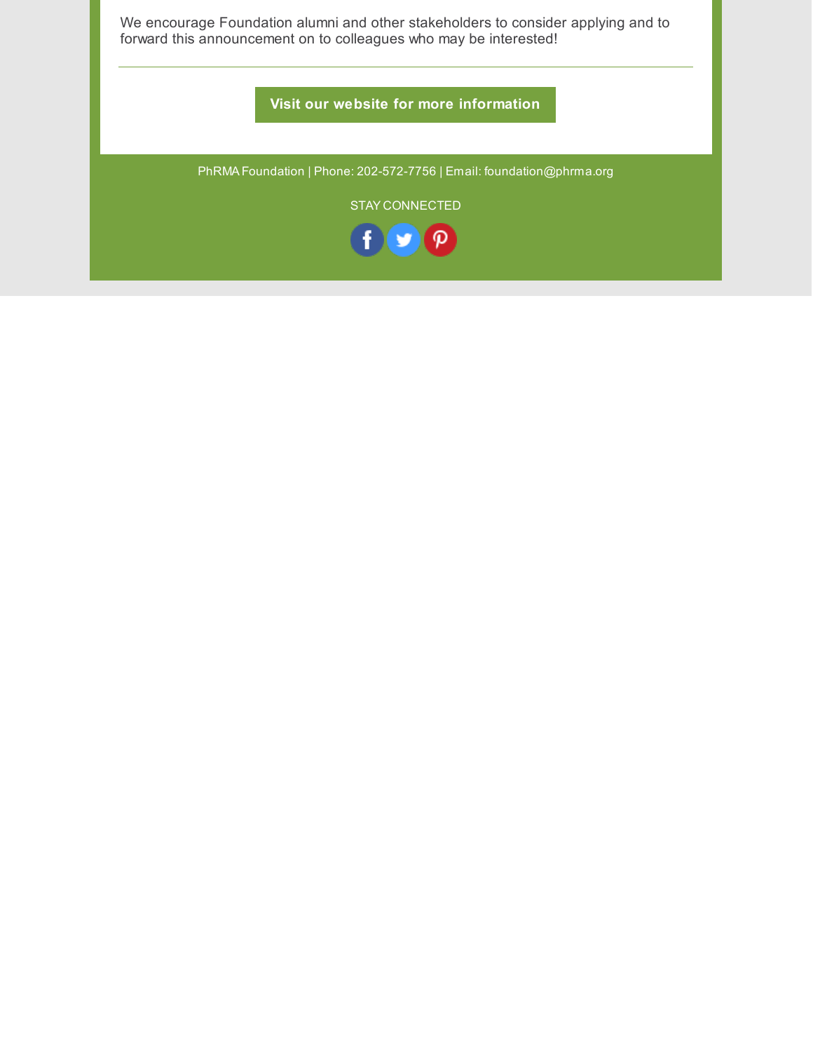We encourage Foundation alumni and other stakeholders to consider applying and to forward this announcement on to colleagues who may be interested!

---

**Visit our website for more information**

PhRMA Foundation | Phone: 202-572-7756 | Email: foundation@phrma.org

STAY CONNECTED